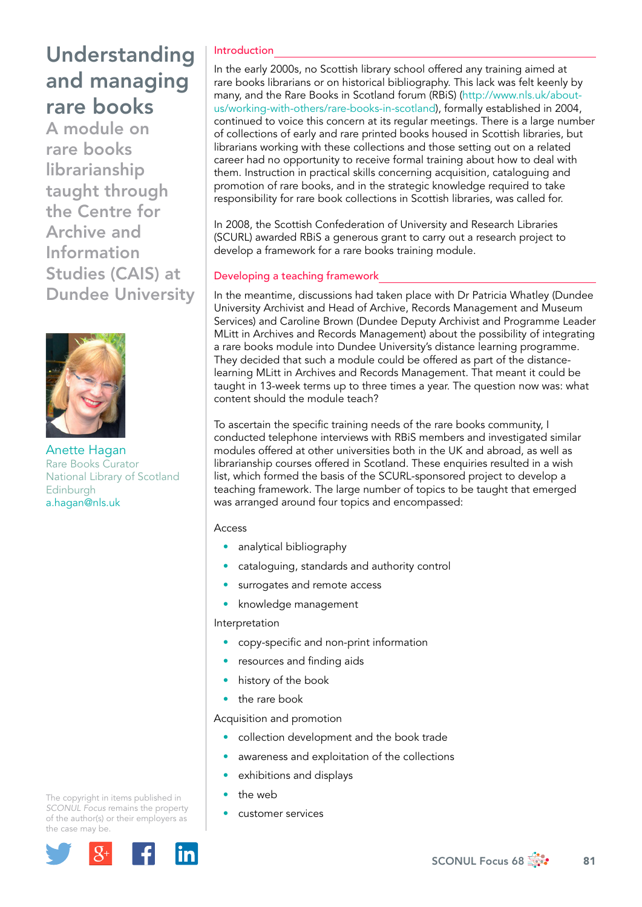# Understanding and managing rare books

## A module on rare books librarianship taught through the Centre for Archive and Information Studies (CAIS) at Dundee University

Anette Hagan
Rare Books Curator
National Library of Scotland
Edinburgh
a.hagan@nls.uk

The copyright in items published in *SCONUL Focus* remains the property of the author(s) or their employers as the case may be.

### Introduction

In the early 2000s, no Scottish library school offered any training aimed at rare books librarians or on historical bibliography. This lack was felt keenly by many, and the Rare Books in Scotland forum (RBiS) (http://www.nls.uk/about-us/working-with-others/rare-books-in-scotland), formally established in 2004, continued to voice this concern at its regular meetings. There is a large number of collections of early and rare printed books housed in Scottish libraries, but librarians working with these collections and those setting out on a related career had no opportunity to receive formal training about how to deal with them. Instruction in practical skills concerning acquisition, cataloguing and promotion of rare books, and in the strategic knowledge required to take responsibility for rare book collections in Scottish libraries, was called for.

In 2008, the Scottish Confederation of University and Research Libraries (SCURL) awarded RBiS a generous grant to carry out a research project to develop a framework for a rare books training module.

### Developing a teaching framework

In the meantime, discussions had taken place with Dr Patricia Whatley (Dundee University Archivist and Head of Archive, Records Management and Museum Services) and Caroline Brown (Dundee Deputy Archivist and Programme Leader MLitt in Archives and Records Management) about the possibility of integrating a rare books module into Dundee University's distance learning programme. They decided that such a module could be offered as part of the distance-learning MLitt in Archives and Records Management. That meant it could be taught in 13-week terms up to three times a year. The question now was: what content should the module teach?

To ascertain the specific training needs of the rare books community, I conducted telephone interviews with RBiS members and investigated similar modules offered at other universities both in the UK and abroad, as well as librarianship courses offered in Scotland. These enquiries resulted in a wish list, which formed the basis of the SCURL-sponsored project to develop a teaching framework. The large number of topics to be taught that emerged was arranged around four topics and encompassed:

Access

- analytical bibliography
- cataloguing, standards and authority control
- surrogates and remote access
- knowledge management

Interpretation

- copy-specific and non-print information
- resources and finding aids
- history of the book
- the rare book

Acquisition and promotion

- collection development and the book trade
- awareness and exploitation of the collections
- exhibitions and displays
- the web
- customer services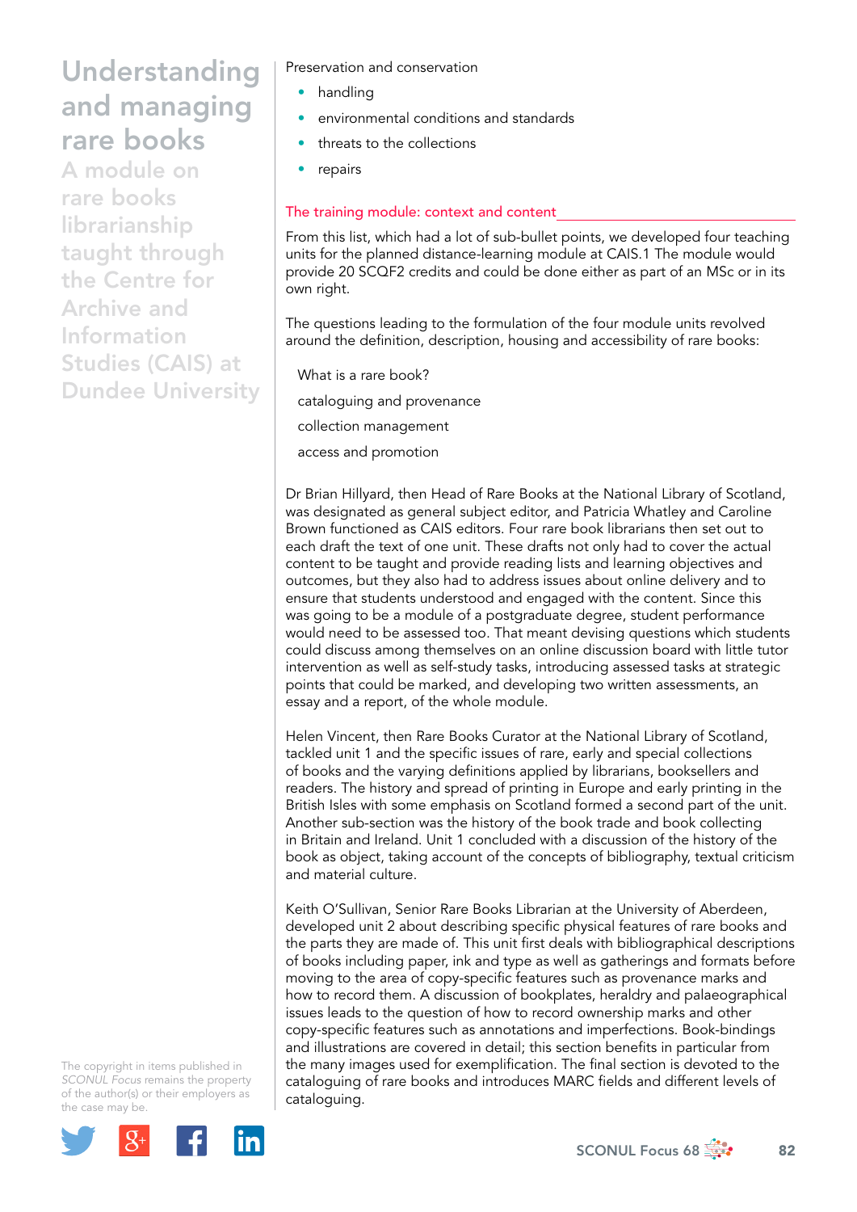Preservation and conservation

- handling
- environmental conditions and standards
- threats to the collections
- repairs

## The training module: context and content

From this list, which had a lot of sub-bullet points, we developed four teaching units for the planned distance-learning module at CAIS.1 The module would provide 20 SCQF2 credits and could be done either as part of an MSc or in its own right.

The questions leading to the formulation of the four module units revolved around the definition, description, housing and accessibility of rare books:

What is a rare book?

cataloguing and provenance

collection management

access and promotion

Dr Brian Hillyard, then Head of Rare Books at the National Library of Scotland, was designated as general subject editor, and Patricia Whatley and Caroline Brown functioned as CAIS editors. Four rare book librarians then set out to each draft the text of one unit. These drafts not only had to cover the actual content to be taught and provide reading lists and learning objectives and outcomes, but they also had to address issues about online delivery and to ensure that students understood and engaged with the content. Since this was going to be a module of a postgraduate degree, student performance would need to be assessed too. That meant devising questions which students could discuss among themselves on an online discussion board with little tutor intervention as well as self-study tasks, introducing assessed tasks at strategic points that could be marked, and developing two written assessments, an essay and a report, of the whole module.

Helen Vincent, then Rare Books Curator at the National Library of Scotland, tackled unit 1 and the specific issues of rare, early and special collections of books and the varying definitions applied by librarians, booksellers and readers. The history and spread of printing in Europe and early printing in the British Isles with some emphasis on Scotland formed a second part of the unit. Another sub-section was the history of the book trade and book collecting in Britain and Ireland. Unit 1 concluded with a discussion of the history of the book as object, taking account of the concepts of bibliography, textual criticism and material culture.

Keith O'Sullivan, Senior Rare Books Librarian at the University of Aberdeen, developed unit 2 about describing specific physical features of rare books and the parts they are made of. This unit first deals with bibliographical descriptions of books including paper, ink and type as well as gatherings and formats before moving to the area of copy-specific features such as provenance marks and how to record them. A discussion of bookplates, heraldry and palaeographical issues leads to the question of how to record ownership marks and other copy-specific features such as annotations and imperfections. Book-bindings and illustrations are covered in detail; this section benefits in particular from the many images used for exemplification. The final section is devoted to the cataloguing of rare books and introduces MARC fields and different levels of cataloguing.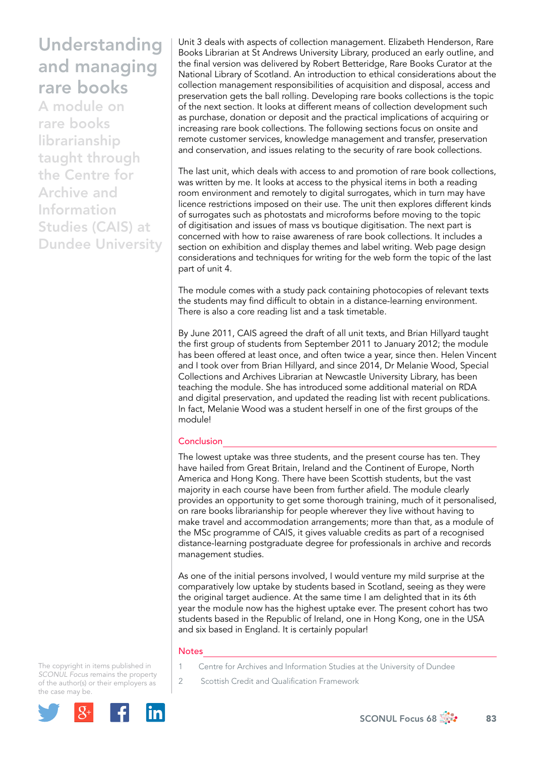Understanding and managing rare books

A module on rare books librarianship taught through the Centre for Archive and Information Studies (CAIS) at Dundee University

Unit 3 deals with aspects of collection management. Elizabeth Henderson, Rare Books Librarian at St Andrews University Library, produced an early outline, and the final version was delivered by Robert Betteridge, Rare Books Curator at the National Library of Scotland. An introduction to ethical considerations about the collection management responsibilities of acquisition and disposal, access and preservation gets the ball rolling. Developing rare books collections is the topic of the next section. It looks at different means of collection development such as purchase, donation or deposit and the practical implications of acquiring or increasing rare book collections. The following sections focus on onsite and remote customer services, knowledge management and transfer, preservation and conservation, and issues relating to the security of rare book collections.

The last unit, which deals with access to and promotion of rare book collections, was written by me. It looks at access to the physical items in both a reading room environment and remotely to digital surrogates, which in turn may have licence restrictions imposed on their use. The unit then explores different kinds of surrogates such as photostats and microforms before moving to the topic of digitisation and issues of mass vs boutique digitisation. The next part is concerned with how to raise awareness of rare book collections. It includes a section on exhibition and display themes and label writing. Web page design considerations and techniques for writing for the web form the topic of the last part of unit 4.

The module comes with a study pack containing photocopies of relevant texts the students may find difficult to obtain in a distance-learning environment. There is also a core reading list and a task timetable.

By June 2011, CAIS agreed the draft of all unit texts, and Brian Hillyard taught the first group of students from September 2011 to January 2012; the module has been offered at least once, and often twice a year, since then. Helen Vincent and I took over from Brian Hillyard, and since 2014, Dr Melanie Wood, Special Collections and Archives Librarian at Newcastle University Library, has been teaching the module. She has introduced some additional material on RDA and digital preservation, and updated the reading list with recent publications. In fact, Melanie Wood was a student herself in one of the first groups of the module!

## Conclusion

The lowest uptake was three students, and the present course has ten. They have hailed from Great Britain, Ireland and the Continent of Europe, North America and Hong Kong. There have been Scottish students, but the vast majority in each course have been from further afield. The module clearly provides an opportunity to get some thorough training, much of it personalised, on rare books librarianship for people wherever they live without having to make travel and accommodation arrangements; more than that, as a module of the MSc programme of CAIS, it gives valuable credits as part of a recognised distance-learning postgraduate degree for professionals in archive and records management studies.

As one of the initial persons involved, I would venture my mild surprise at the comparatively low uptake by students based in Scotland, seeing as they were the original target audience. At the same time I am delighted that in its 6th year the module now has the highest uptake ever. The present cohort has two students based in the Republic of Ireland, one in Hong Kong, one in the USA and six based in England. It is certainly popular!

## Notes

1. Centre for Archives and Information Studies at the University of Dundee
2. Scottish Credit and Qualification Framework

The copyright in items published in *SCONUL Focus* remains the property of the author(s) or their employers as the case may be.